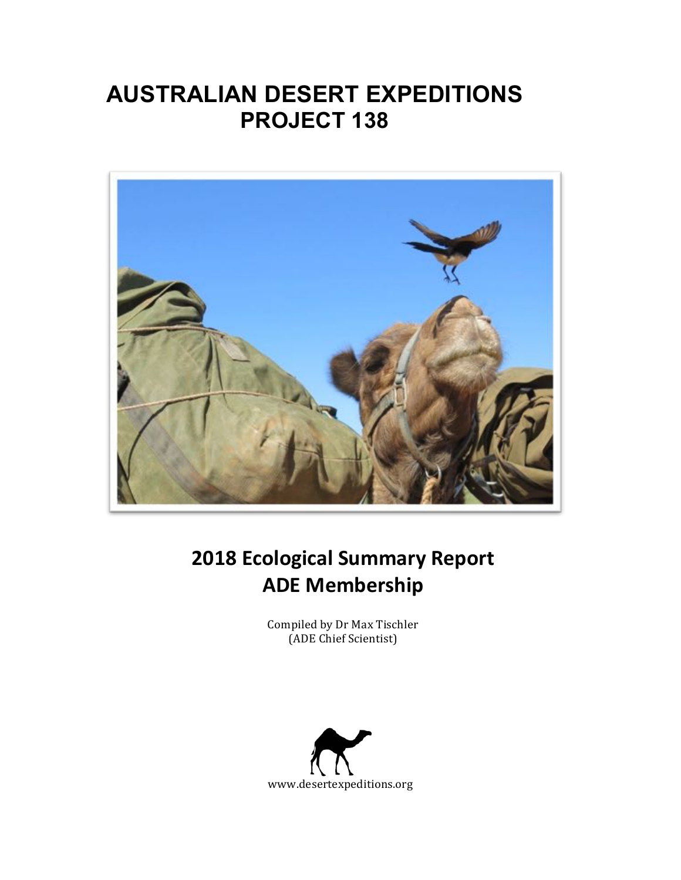# AUSTRALIAN DESERT EXPEDITIONS
# PROJECT 138

## 2018 Ecological Summary Report
## ADE Membership

Compiled by Dr Max Tischler
(ADE Chief Scientist)

www.desertexpeditions.org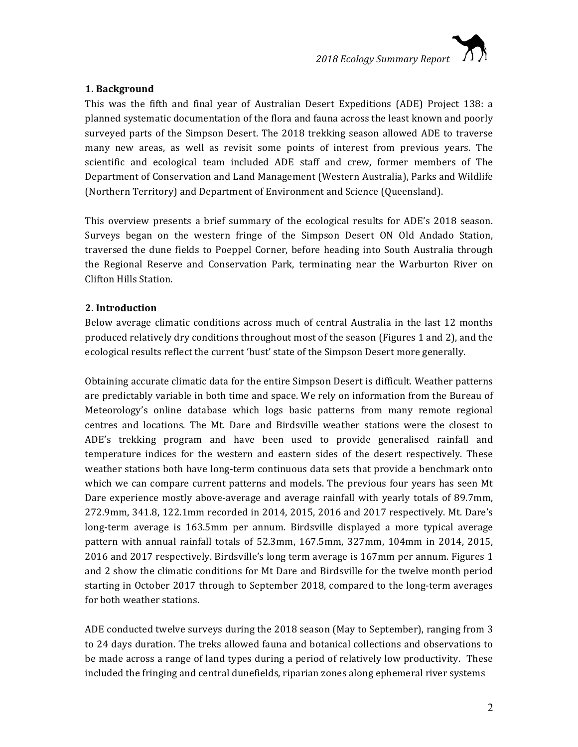## 1. Background

This was the fifth and final year of Australian Desert Expeditions (ADE) Project 138: a planned systematic documentation of the flora and fauna across the least known and poorly surveyed parts of the Simpson Desert. The 2018 trekking season allowed ADE to traverse many new areas, as well as revisit some points of interest from previous years. The scientific and ecological team included ADE staff and crew, former members of The Department of Conservation and Land Management (Western Australia), Parks and Wildlife (Northern Territory) and Department of Environment and Science (Queensland).

This overview presents a brief summary of the ecological results for ADE's 2018 season. Surveys began on the western fringe of the Simpson Desert ON Old Andado Station, traversed the dune fields to Poeppel Corner, before heading into South Australia through the Regional Reserve and Conservation Park, terminating near the Warburton River on Clifton Hills Station.

## 2. Introduction

Below average climatic conditions across much of central Australia in the last 12 months produced relatively dry conditions throughout most of the season (Figures 1 and 2), and the ecological results reflect the current 'bust' state of the Simpson Desert more generally.

Obtaining accurate climatic data for the entire Simpson Desert is difficult. Weather patterns are predictably variable in both time and space. We rely on information from the Bureau of Meteorology's online database which logs basic patterns from many remote regional centres and locations. The Mt. Dare and Birdsville weather stations were the closest to ADE's trekking program and have been used to provide generalised rainfall and temperature indices for the western and eastern sides of the desert respectively. These weather stations both have long-term continuous data sets that provide a benchmark onto which we can compare current patterns and models. The previous four years has seen Mt Dare experience mostly above-average and average rainfall with yearly totals of 89.7mm, 272.9mm, 341.8, 122.1mm recorded in 2014, 2015, 2016 and 2017 respectively. Mt. Dare's long-term average is 163.5mm per annum. Birdsville displayed a more typical average pattern with annual rainfall totals of 52.3mm, 167.5mm, 327mm, 104mm in 2014, 2015, 2016 and 2017 respectively. Birdsville's long term average is 167mm per annum. Figures 1 and 2 show the climatic conditions for Mt Dare and Birdsville for the twelve month period starting in October 2017 through to September 2018, compared to the long-term averages for both weather stations.

ADE conducted twelve surveys during the 2018 season (May to September), ranging from 3 to 24 days duration. The treks allowed fauna and botanical collections and observations to be made across a range of land types during a period of relatively low productivity. These included the fringing and central dunefields, riparian zones along ephemeral river systems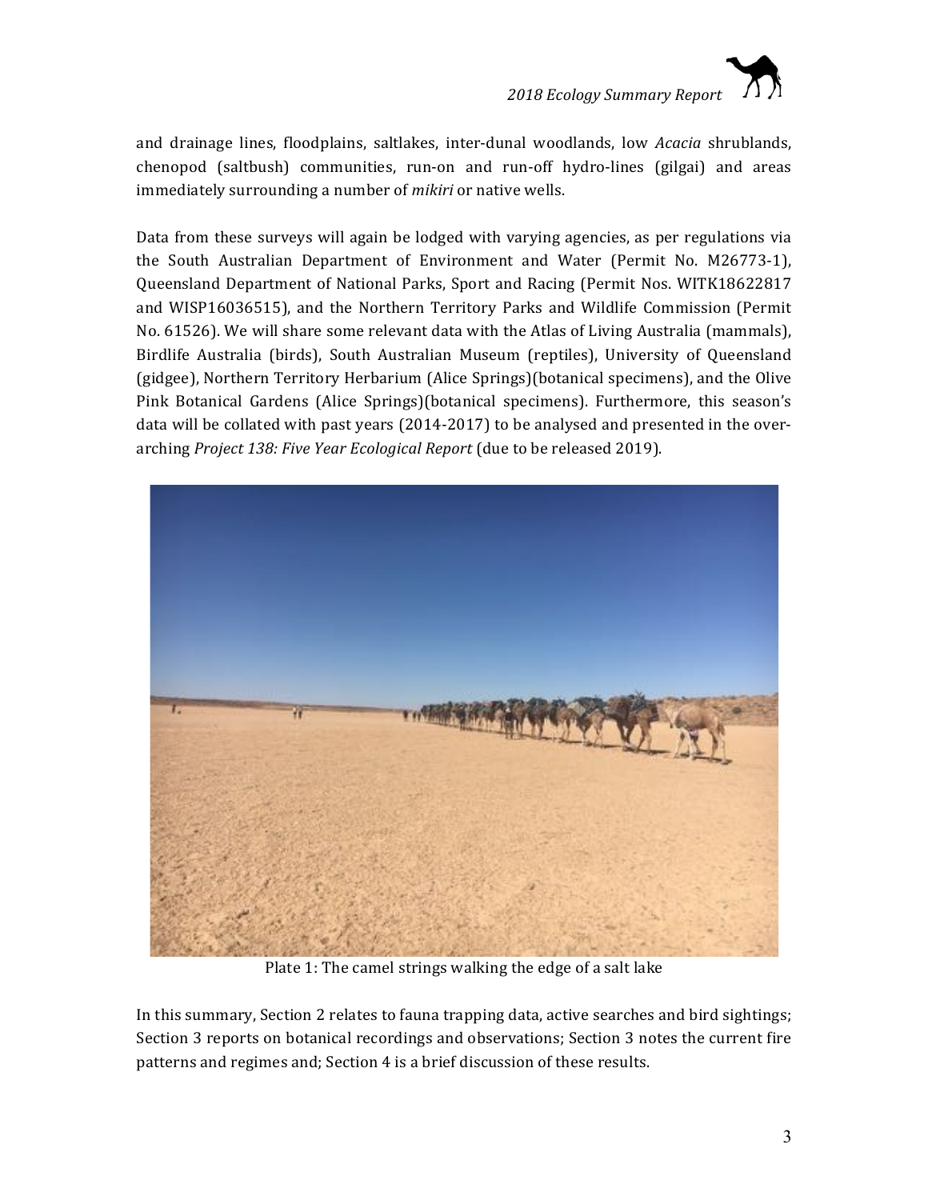and drainage lines, floodplains, saltlakes, inter-dunal woodlands, low *Acacia* shrublands, chenopod (saltbush) communities, run-on and run-off hydro-lines (gilgai) and areas immediately surrounding a number of *mikiri* or native wells.

Data from these surveys will again be lodged with varying agencies, as per regulations via the South Australian Department of Environment and Water (Permit No. M26773-1), Queensland Department of National Parks, Sport and Racing (Permit Nos. WITK18622817 and WISP16036515), and the Northern Territory Parks and Wildlife Commission (Permit No. 61526). We will share some relevant data with the Atlas of Living Australia (mammals), Birdlife Australia (birds), South Australian Museum (reptiles), University of Queensland (gidgee), Northern Territory Herbarium (Alice Springs)(botanical specimens), and the Olive Pink Botanical Gardens (Alice Springs)(botanical specimens). Furthermore, this season's data will be collated with past years (2014-2017) to be analysed and presented in the over-arching *Project 138: Five Year Ecological Report* (due to be released 2019).

Plate 1: The camel strings walking the edge of a salt lake

In this summary, Section 2 relates to fauna trapping data, active searches and bird sightings; Section 3 reports on botanical recordings and observations; Section 3 notes the current fire patterns and regimes and; Section 4 is a brief discussion of these results.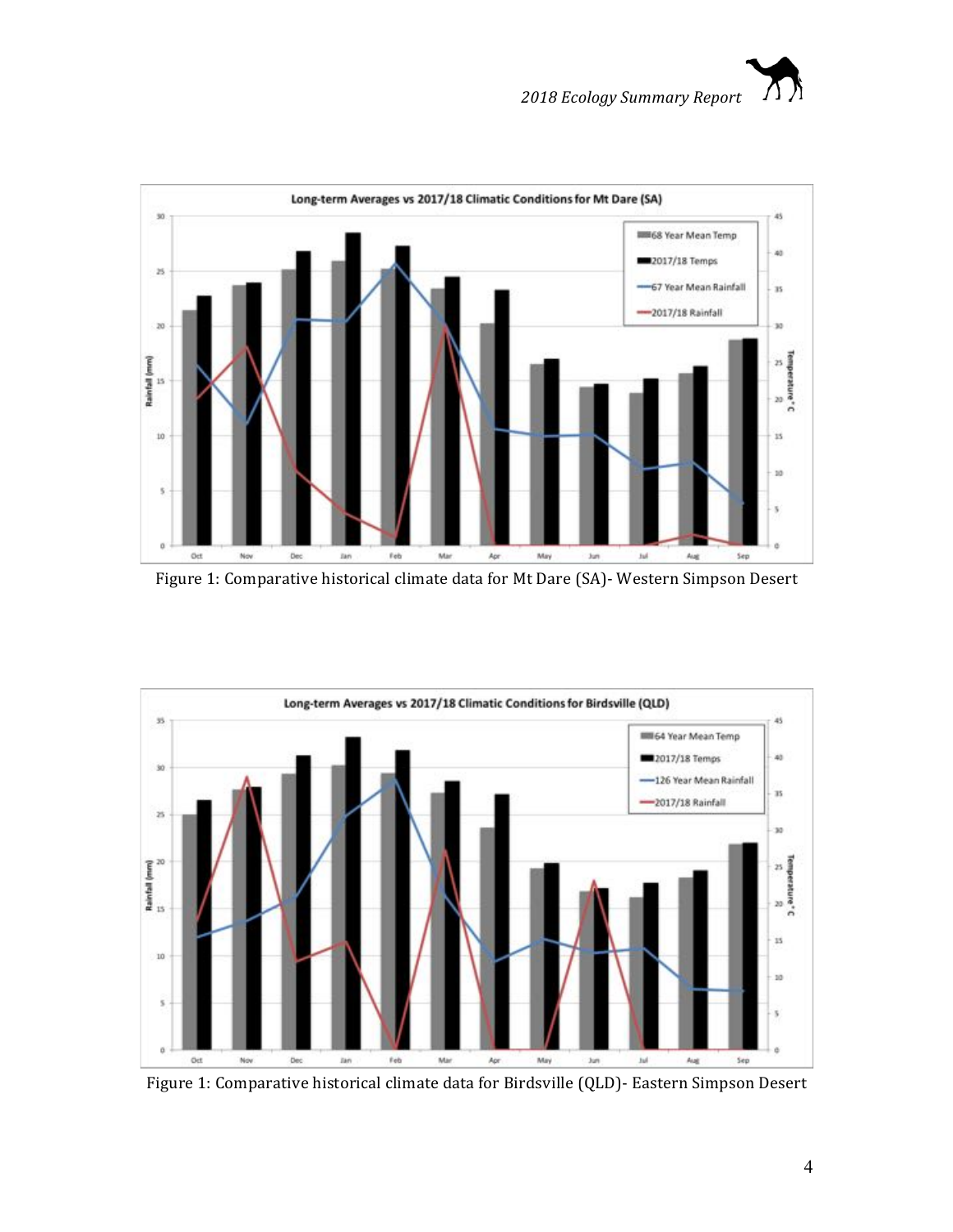Figure 1: Comparative historical climate data for Mt Dare (SA)- Western Simpson Desert

Figure 1: Comparative historical climate data for Birdsville (QLD)- Eastern Simpson Desert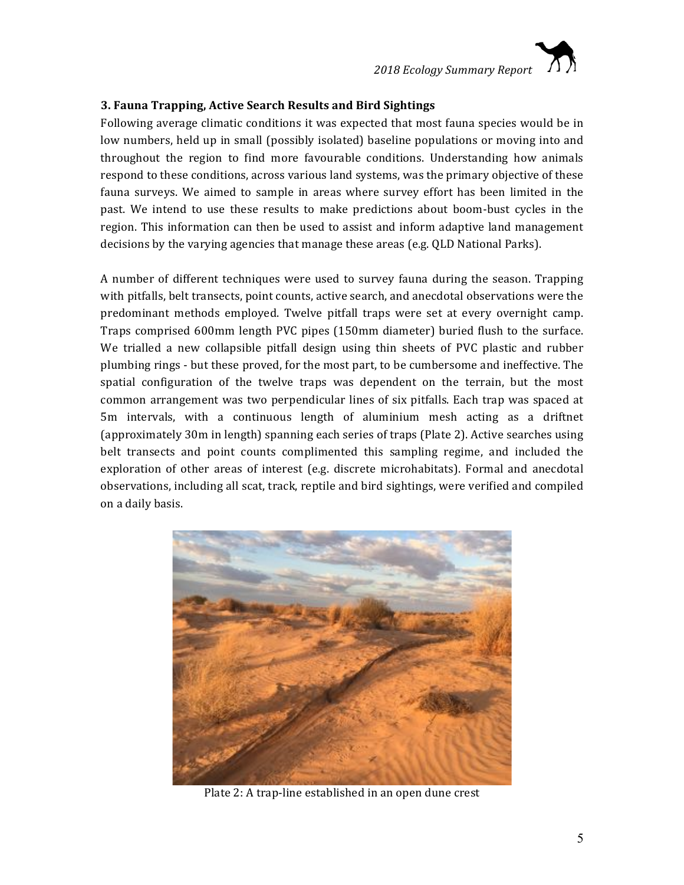### 3. Fauna Trapping, Active Search Results and Bird Sightings

Following average climatic conditions it was expected that most fauna species would be in low numbers, held up in small (possibly isolated) baseline populations or moving into and throughout the region to find more favourable conditions. Understanding how animals respond to these conditions, across various land systems, was the primary objective of these fauna surveys. We aimed to sample in areas where survey effort has been limited in the past. We intend to use these results to make predictions about boom-bust cycles in the region. This information can then be used to assist and inform adaptive land management decisions by the varying agencies that manage these areas (e.g. QLD National Parks).

A number of different techniques were used to survey fauna during the season. Trapping with pitfalls, belt transects, point counts, active search, and anecdotal observations were the predominant methods employed. Twelve pitfall traps were set at every overnight camp. Traps comprised 600mm length PVC pipes (150mm diameter) buried flush to the surface. We trialled a new collapsible pitfall design using thin sheets of PVC plastic and rubber plumbing rings - but these proved, for the most part, to be cumbersome and ineffective. The spatial configuration of the twelve traps was dependent on the terrain, but the most common arrangement was two perpendicular lines of six pitfalls. Each trap was spaced at 5m intervals, with a continuous length of aluminium mesh acting as a driftnet (approximately 30m in length) spanning each series of traps (Plate 2). Active searches using belt transects and point counts complimented this sampling regime, and included the exploration of other areas of interest (e.g. discrete microhabitats). Formal and anecdotal observations, including all scat, track, reptile and bird sightings, were verified and compiled on a daily basis.

Plate 2: A trap-line established in an open dune crest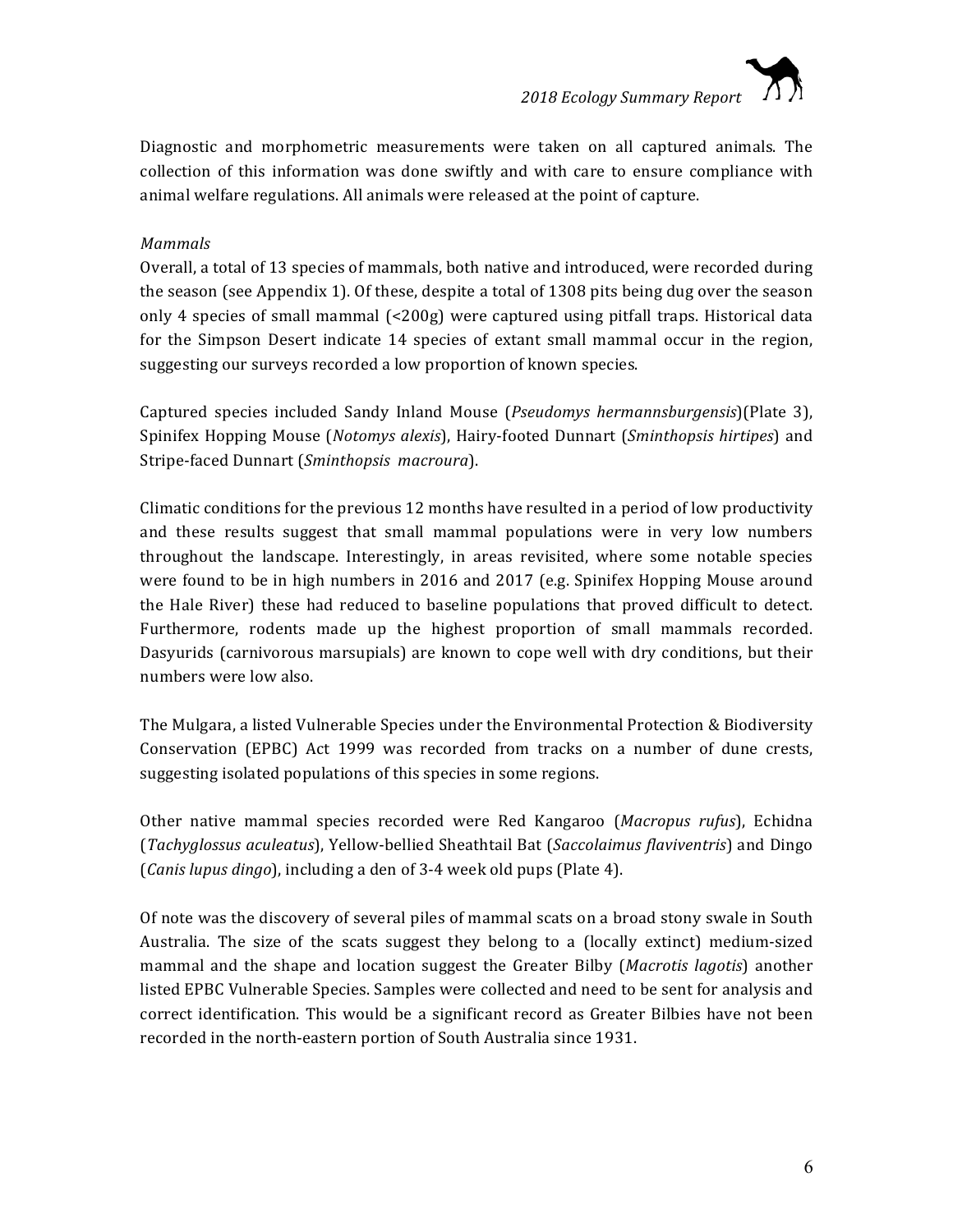Diagnostic and morphometric measurements were taken on all captured animals. The collection of this information was done swiftly and with care to ensure compliance with animal welfare regulations. All animals were released at the point of capture.

*Mammals*

Overall, a total of 13 species of mammals, both native and introduced, were recorded during the season (see Appendix 1). Of these, despite a total of 1308 pits being dug over the season only 4 species of small mammal (<200g) were captured using pitfall traps. Historical data for the Simpson Desert indicate 14 species of extant small mammal occur in the region, suggesting our surveys recorded a low proportion of known species.

Captured species included Sandy Inland Mouse (*Pseudomys hermannsburgensis*)(Plate 3), Spinifex Hopping Mouse (*Notomys alexis*), Hairy-footed Dunnart (*Sminthopsis hirtipes*) and Stripe-faced Dunnart (*Sminthopsis macroura*).

Climatic conditions for the previous 12 months have resulted in a period of low productivity and these results suggest that small mammal populations were in very low numbers throughout the landscape. Interestingly, in areas revisited, where some notable species were found to be in high numbers in 2016 and 2017 (e.g. Spinifex Hopping Mouse around the Hale River) these had reduced to baseline populations that proved difficult to detect. Furthermore, rodents made up the highest proportion of small mammals recorded. Dasyurids (carnivorous marsupials) are known to cope well with dry conditions, but their numbers were low also.

The Mulgara, a listed Vulnerable Species under the Environmental Protection & Biodiversity Conservation (EPBC) Act 1999 was recorded from tracks on a number of dune crests, suggesting isolated populations of this species in some regions.

Other native mammal species recorded were Red Kangaroo (*Macropus rufus*), Echidna (*Tachyglossus aculeatus*), Yellow-bellied Sheathtail Bat (*Saccolaimus flaviventris*) and Dingo (*Canis lupus dingo*), including a den of 3-4 week old pups (Plate 4).

Of note was the discovery of several piles of mammal scats on a broad stony swale in South Australia. The size of the scats suggest they belong to a (locally extinct) medium-sized mammal and the shape and location suggest the Greater Bilby (*Macrotis lagotis*) another listed EPBC Vulnerable Species. Samples were collected and need to be sent for analysis and correct identification. This would be a significant record as Greater Bilbies have not been recorded in the north-eastern portion of South Australia since 1931.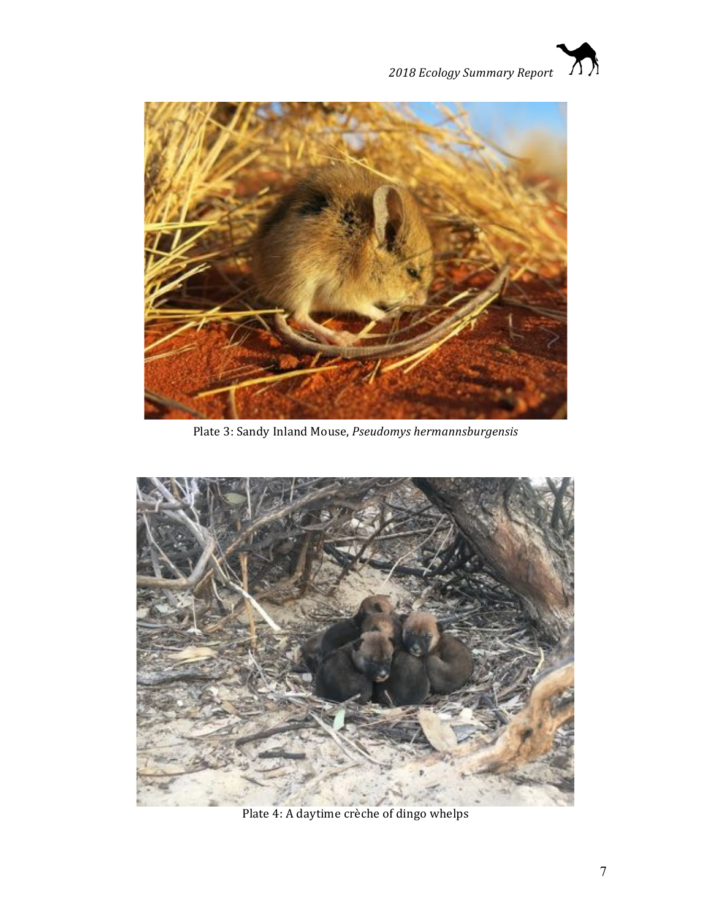Plate 3: Sandy Inland Mouse, *Pseudomys hermannsburgensis*

Plate 4: A daytime crèche of dingo whelps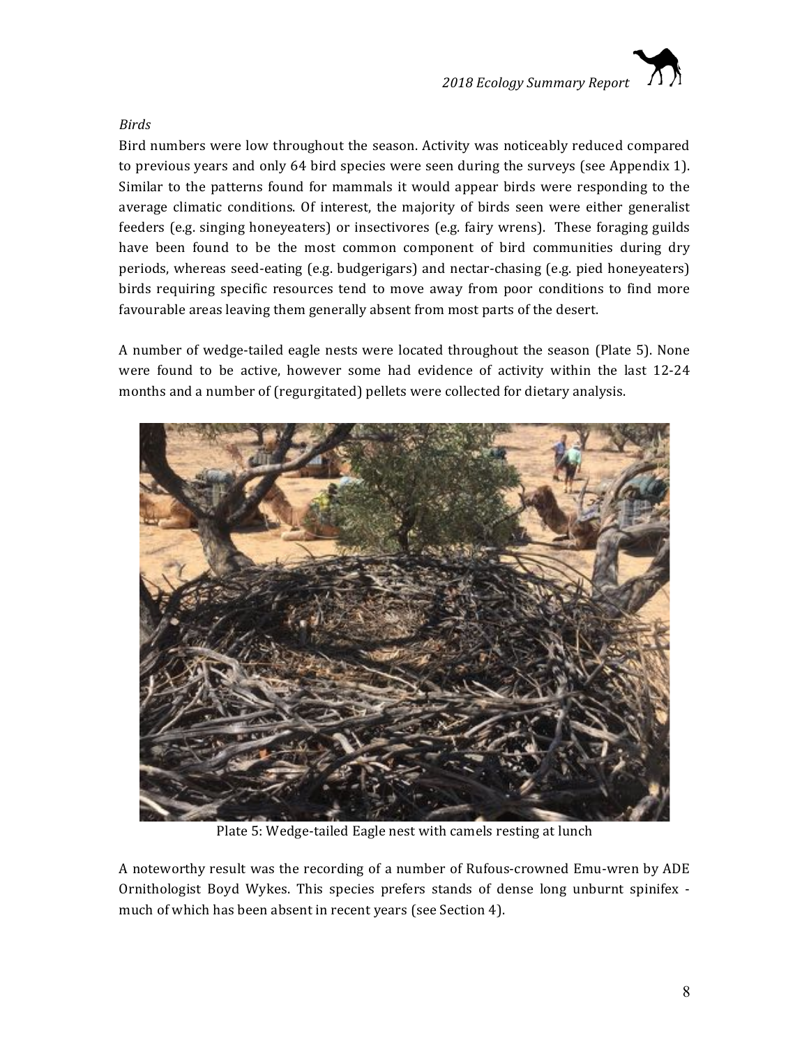*Birds*

Bird numbers were low throughout the season. Activity was noticeably reduced compared to previous years and only 64 bird species were seen during the surveys (see Appendix 1). Similar to the patterns found for mammals it would appear birds were responding to the average climatic conditions. Of interest, the majority of birds seen were either generalist feeders (e.g. singing honeyeaters) or insectivores (e.g. fairy wrens). These foraging guilds have been found to be the most common component of bird communities during dry periods, whereas seed-eating (e.g. budgerigars) and nectar-chasing (e.g. pied honeyeaters) birds requiring specific resources tend to move away from poor conditions to find more favourable areas leaving them generally absent from most parts of the desert.

A number of wedge-tailed eagle nests were located throughout the season (Plate 5). None were found to be active, however some had evidence of activity within the last 12-24 months and a number of (regurgitated) pellets were collected for dietary analysis.

Plate 5: Wedge-tailed Eagle nest with camels resting at lunch

A noteworthy result was the recording of a number of Rufous-crowned Emu-wren by ADE Ornithologist Boyd Wykes. This species prefers stands of dense long unburnt spinifex - much of which has been absent in recent years (see Section 4).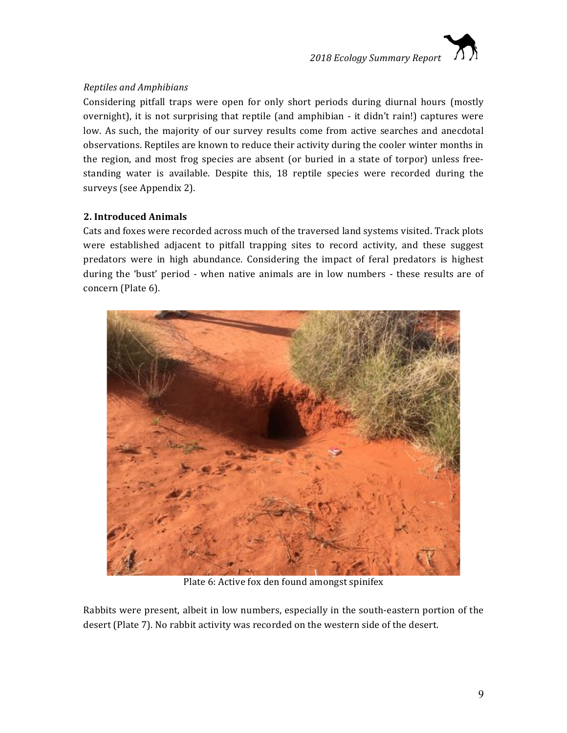*Reptiles and Amphibians*

Considering pitfall traps were open for only short periods during diurnal hours (mostly overnight), it is not surprising that reptile (and amphibian - it didn't rain!) captures were low. As such, the majority of our survey results come from active searches and anecdotal observations. Reptiles are known to reduce their activity during the cooler winter months in the region, and most frog species are absent (or buried in a state of torpor) unless free-standing water is available. Despite this, 18 reptile species were recorded during the surveys (see Appendix 2).

## 2. Introduced Animals

Cats and foxes were recorded across much of the traversed land systems visited. Track plots were established adjacent to pitfall trapping sites to record activity, and these suggest predators were in high abundance. Considering the impact of feral predators is highest during the 'bust' period - when native animals are in low numbers - these results are of concern (Plate 6).

Plate 6: Active fox den found amongst spinifex

Rabbits were present, albeit in low numbers, especially in the south-eastern portion of the desert (Plate 7). No rabbit activity was recorded on the western side of the desert.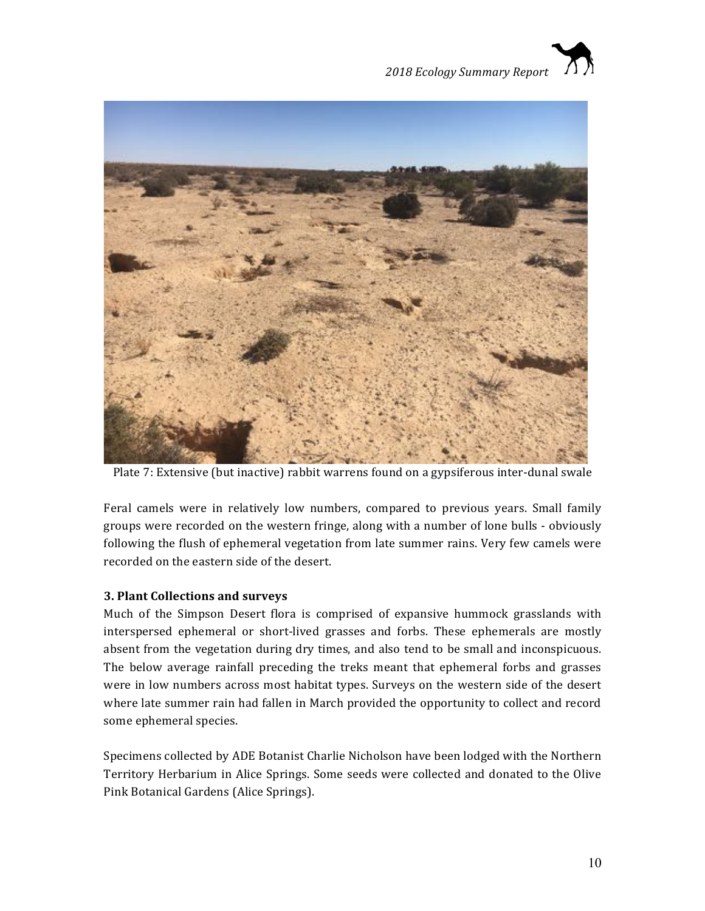Plate 7: Extensive (but inactive) rabbit warrens found on a gypsiferous inter-dunal swale

Feral camels were in relatively low numbers, compared to previous years. Small family groups were recorded on the western fringe, along with a number of lone bulls - obviously following the flush of ephemeral vegetation from late summer rains. Very few camels were recorded on the eastern side of the desert.

### 3. Plant Collections and surveys

Much of the Simpson Desert flora is comprised of expansive hummock grasslands with interspersed ephemeral or short-lived grasses and forbs. These ephemerals are mostly absent from the vegetation during dry times, and also tend to be small and inconspicuous. The below average rainfall preceding the treks meant that ephemeral forbs and grasses were in low numbers across most habitat types. Surveys on the western side of the desert where late summer rain had fallen in March provided the opportunity to collect and record some ephemeral species.

Specimens collected by ADE Botanist Charlie Nicholson have been lodged with the Northern Territory Herbarium in Alice Springs. Some seeds were collected and donated to the Olive Pink Botanical Gardens (Alice Springs).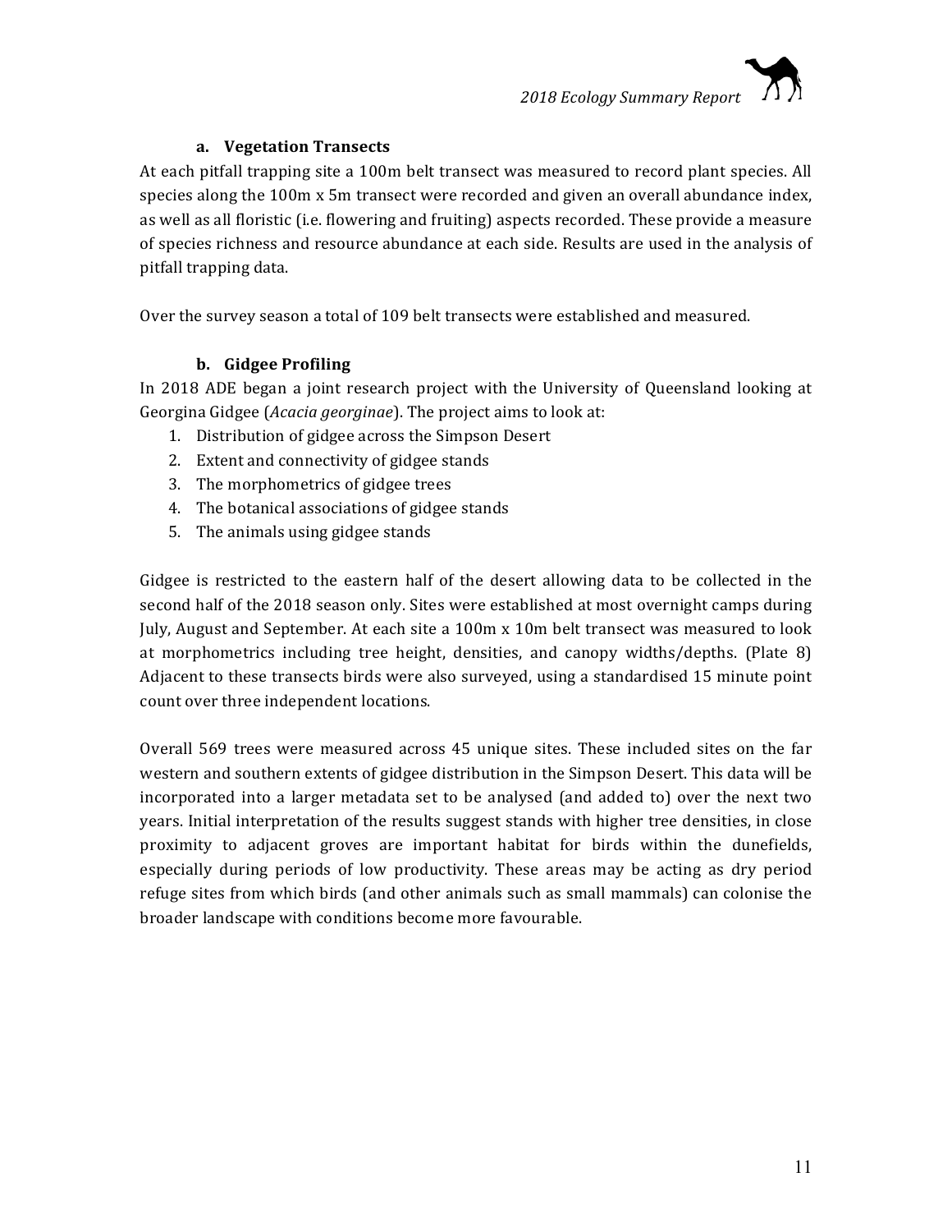### a. Vegetation Transects

At each pitfall trapping site a 100m belt transect was measured to record plant species. All species along the 100m x 5m transect were recorded and given an overall abundance index, as well as all floristic (i.e. flowering and fruiting) aspects recorded. These provide a measure of species richness and resource abundance at each side. Results are used in the analysis of pitfall trapping data.

Over the survey season a total of 109 belt transects were established and measured.

### b. Gidgee Profiling

In 2018 ADE began a joint research project with the University of Queensland looking at Georgina Gidgee (*Acacia georginae*). The project aims to look at:

1. Distribution of gidgee across the Simpson Desert
2. Extent and connectivity of gidgee stands
3. The morphometrics of gidgee trees
4. The botanical associations of gidgee stands
5. The animals using gidgee stands

Gidgee is restricted to the eastern half of the desert allowing data to be collected in the second half of the 2018 season only. Sites were established at most overnight camps during July, August and September. At each site a 100m x 10m belt transect was measured to look at morphometrics including tree height, densities, and canopy widths/depths. (Plate 8) Adjacent to these transects birds were also surveyed, using a standardised 15 minute point count over three independent locations.

Overall 569 trees were measured across 45 unique sites. These included sites on the far western and southern extents of gidgee distribution in the Simpson Desert. This data will be incorporated into a larger metadata set to be analysed (and added to) over the next two years. Initial interpretation of the results suggest stands with higher tree densities, in close proximity to adjacent groves are important habitat for birds within the dunefields, especially during periods of low productivity. These areas may be acting as dry period refuge sites from which birds (and other animals such as small mammals) can colonise the broader landscape with conditions become more favourable.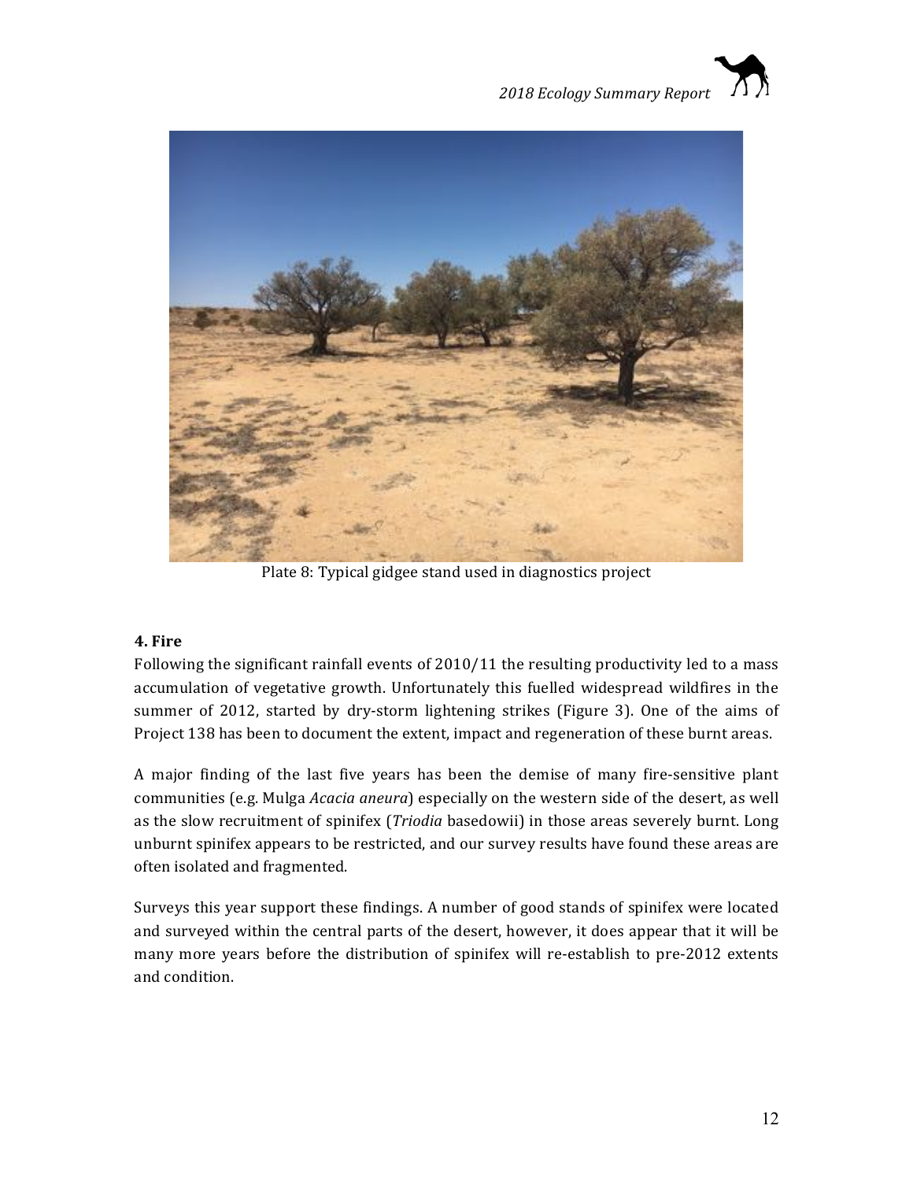Plate 8: Typical gidgee stand used in diagnostics project

**4. Fire**

Following the significant rainfall events of 2010/11 the resulting productivity led to a mass accumulation of vegetative growth. Unfortunately this fuelled widespread wildfires in the summer of 2012, started by dry-storm lightening strikes (Figure 3). One of the aims of Project 138 has been to document the extent, impact and regeneration of these burnt areas.

A major finding of the last five years has been the demise of many fire-sensitive plant communities (e.g. Mulga *Acacia aneura*) especially on the western side of the desert, as well as the slow recruitment of spinifex (*Triodia* basedowii) in those areas severely burnt. Long unburnt spinifex appears to be restricted, and our survey results have found these areas are often isolated and fragmented.

Surveys this year support these findings. A number of good stands of spinifex were located and surveyed within the central parts of the desert, however, it does appear that it will be many more years before the distribution of spinifex will re-establish to pre-2012 extents and condition.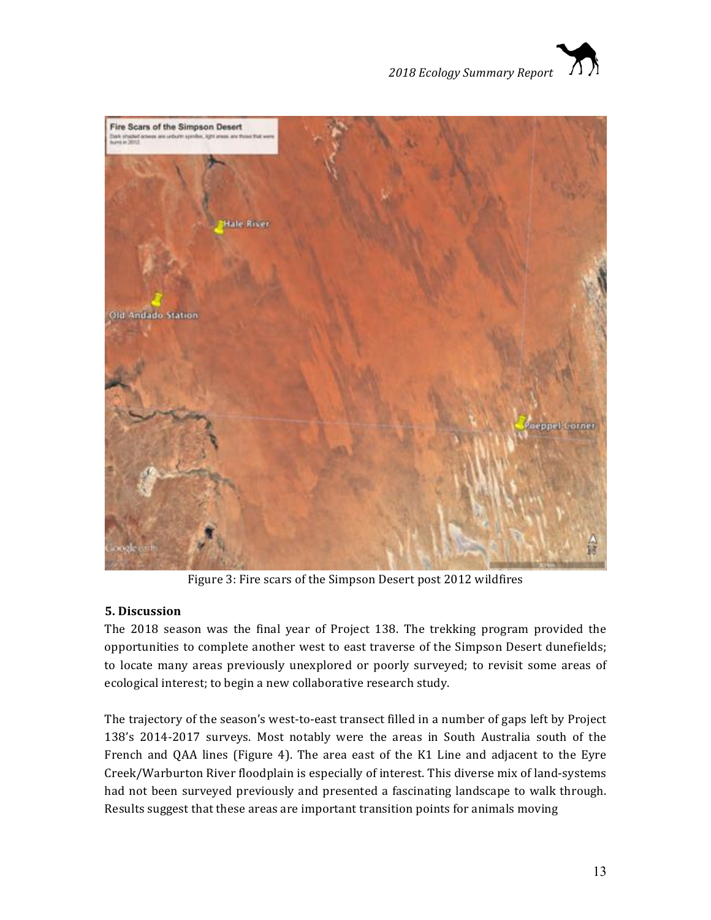Figure 3: Fire scars of the Simpson Desert post 2012 wildfires

### 5. Discussion

The 2018 season was the final year of Project 138. The trekking program provided the opportunities to complete another west to east traverse of the Simpson Desert dunefields; to locate many areas previously unexplored or poorly surveyed; to revisit some areas of ecological interest; to begin a new collaborative research study.

The trajectory of the season's west-to-east transect filled in a number of gaps left by Project 138's 2014-2017 surveys. Most notably were the areas in South Australia south of the French and QAA lines (Figure 4). The area east of the K1 Line and adjacent to the Eyre Creek/Warburton River floodplain is especially of interest. This diverse mix of land-systems had not been surveyed previously and presented a fascinating landscape to walk through. Results suggest that these areas are important transition points for animals moving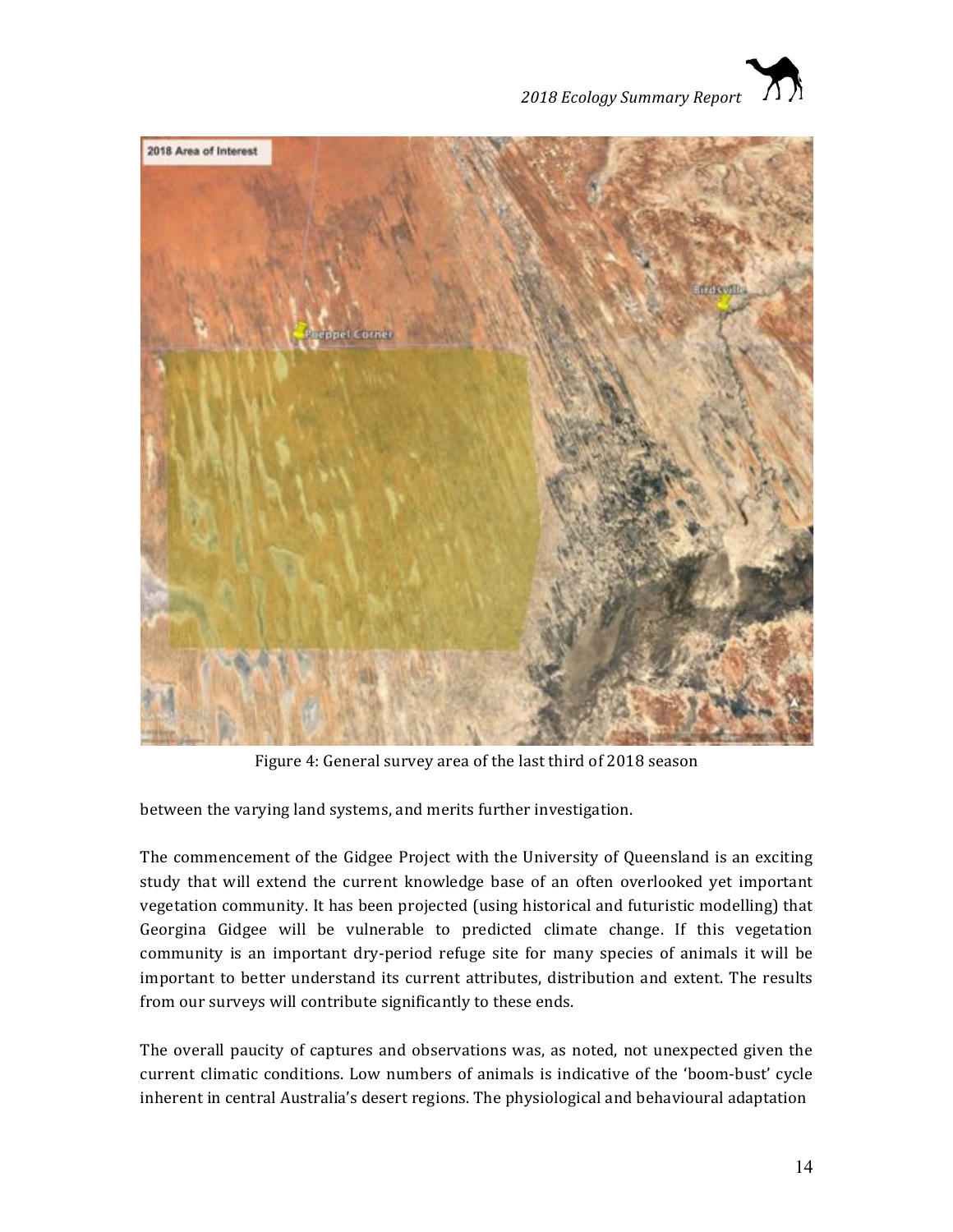Figure 4: General survey area of the last third of 2018 season

between the varying land systems, and merits further investigation.

The commencement of the Gidgee Project with the University of Queensland is an exciting study that will extend the current knowledge base of an often overlooked yet important vegetation community. It has been projected (using historical and futuristic modelling) that Georgina Gidgee will be vulnerable to predicted climate change. If this vegetation community is an important dry-period refuge site for many species of animals it will be important to better understand its current attributes, distribution and extent. The results from our surveys will contribute significantly to these ends.

The overall paucity of captures and observations was, as noted, not unexpected given the current climatic conditions. Low numbers of animals is indicative of the 'boom-bust' cycle inherent in central Australia's desert regions. The physiological and behavioural adaptation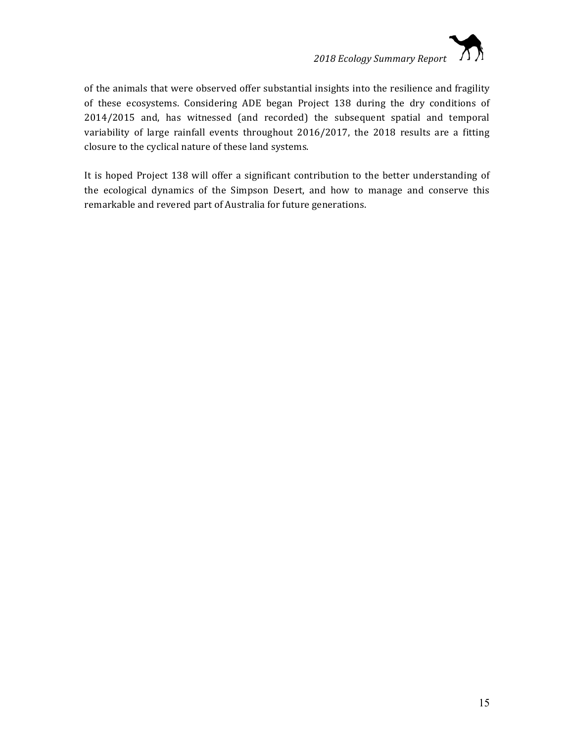of the animals that were observed offer substantial insights into the resilience and fragility of these ecosystems. Considering ADE began Project 138 during the dry conditions of 2014/2015 and, has witnessed (and recorded) the subsequent spatial and temporal variability of large rainfall events throughout 2016/2017, the 2018 results are a fitting closure to the cyclical nature of these land systems.

It is hoped Project 138 will offer a significant contribution to the better understanding of the ecological dynamics of the Simpson Desert, and how to manage and conserve this remarkable and revered part of Australia for future generations.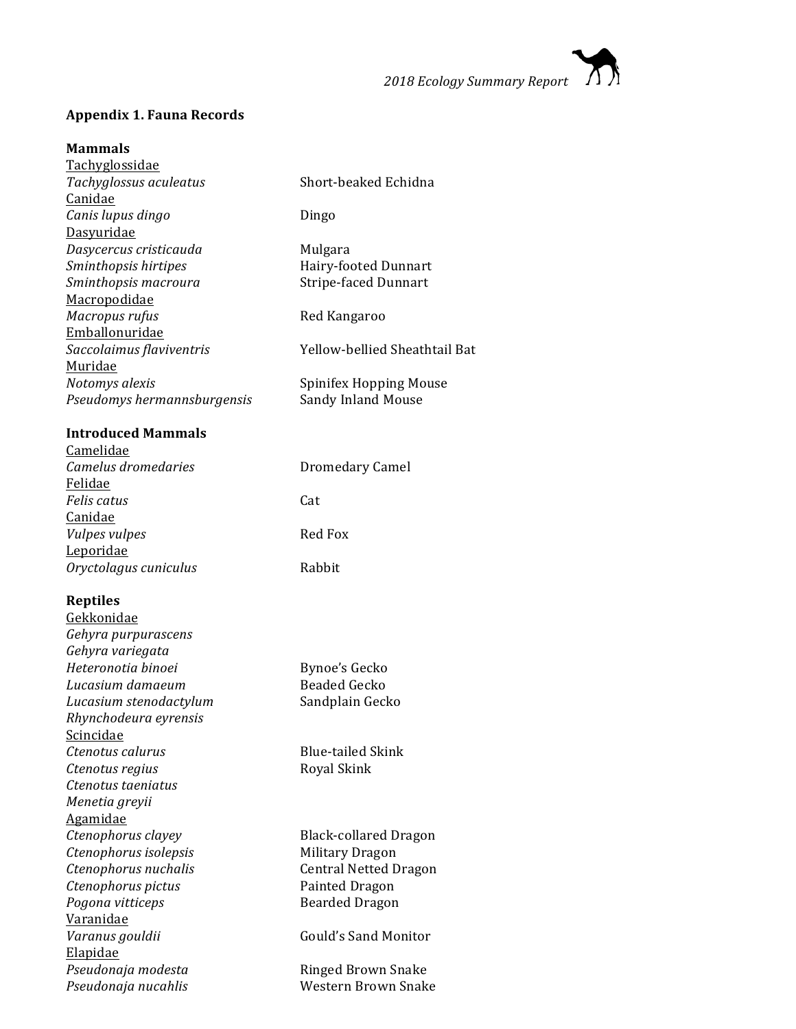## Appendix 1. Fauna Records

### Mammals

| | |
|---|---|
| Tachyglossidae | |
| *Tachyglossus aculeatus* | Short-beaked Echidna |
| Canidae | |
| *Canis lupus dingo* | Dingo |
| Dasyuridae | |
| *Dasycercus cristicauda* | Mulgara |
| *Sminthopsis hirtipes* | Hairy-footed Dunnart |
| *Sminthopsis macroura* | Stripe-faced Dunnart |
| Macropodidae | |
| *Macropus rufus* | Red Kangaroo |
| Emballonuridae | |
| *Saccolaimus flaviventris* | Yellow-bellied Sheathtail Bat |
| Muridae | |
| *Notomys alexis* | Spinifex Hopping Mouse |
| *Pseudomys hermannsburgensis* | Sandy Inland Mouse |

### Introduced Mammals

| | |
|---|---|
| Camelidae | |
| *Camelus dromedaries* | Dromedary Camel |
| Felidae | |
| *Felis catus* | Cat |
| Canidae | |
| *Vulpes vulpes* | Red Fox |
| Leporidae | |
| *Oryctolagus cuniculus* | Rabbit |

### Reptiles

| | |
|---|---|
| Gekkonidae | |
| *Gehyra purpurascens* | |
| *Gehyra variegata* | |
| *Heteronotia binoei* | Bynoe's Gecko |
| *Lucasium damaeum* | Beaded Gecko |
| *Lucasium stenodactylum* | Sandplain Gecko |
| *Rhynchodeura eyrensis* | |
| Scincidae | |
| *Ctenotus calurus* | Blue-tailed Skink |
| *Ctenotus regius* | Royal Skink |
| *Ctenotus taeniatus* | |
| *Menetia greyii* | |
| Agamidae | |
| *Ctenophorus clayey* | Black-collared Dragon |
| *Ctenophorus isolepsis* | Military Dragon |
| *Ctenophorus nuchalis* | Central Netted Dragon |
| *Ctenophorus pictus* | Painted Dragon |
| *Pogona vitticeps* | Bearded Dragon |
| Varanidae | |
| *Varanus gouldii* | Gould's Sand Monitor |
| Elapidae | |
| *Pseudonaja modesta* | Ringed Brown Snake |
| *Pseudonaja nucahlis* | Western Brown Snake |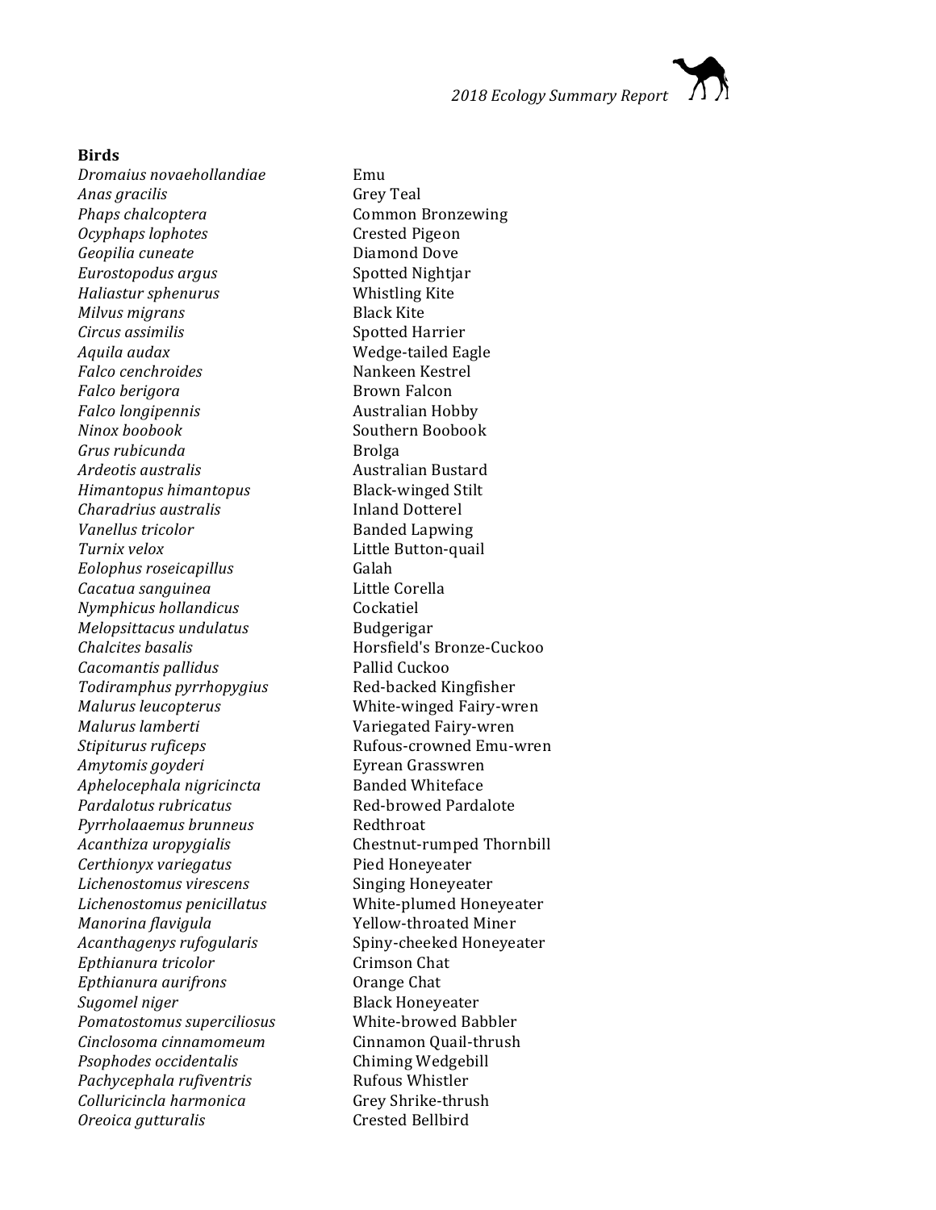**Birds**

| | |
|---|---|
| *Dromaius novaehollandiae* | Emu |
| *Anas gracilis* | Grey Teal |
| *Phaps chalcoptera* | Common Bronzewing |
| *Ocyphaps lophotes* | Crested Pigeon |
| *Geopilia cuneate* | Diamond Dove |
| *Eurostopodus argus* | Spotted Nightjar |
| *Haliastur sphenurus* | Whistling Kite |
| *Milvus migrans* | Black Kite |
| *Circus assimilis* | Spotted Harrier |
| *Aquila audax* | Wedge-tailed Eagle |
| *Falco cenchroides* | Nankeen Kestrel |
| *Falco berigora* | Brown Falcon |
| *Falco longipennis* | Australian Hobby |
| *Ninox boobook* | Southern Boobook |
| *Grus rubicunda* | Brolga |
| *Ardeotis australis* | Australian Bustard |
| *Himantopus himantopus* | Black-winged Stilt |
| *Charadrius australis* | Inland Dotterel |
| *Vanellus tricolor* | Banded Lapwing |
| *Turnix velox* | Little Button-quail |
| *Eolophus roseicapillus* | Galah |
| *Cacatua sanguinea* | Little Corella |
| *Nymphicus hollandicus* | Cockatiel |
| *Melopsittacus undulatus* | Budgerigar |
| *Chalcites basalis* | Horsfield's Bronze-Cuckoo |
| *Cacomantis pallidus* | Pallid Cuckoo |
| *Todiramphus pyrrhopygius* | Red-backed Kingfisher |
| *Malurus leucopterus* | White-winged Fairy-wren |
| *Malurus lamberti* | Variegated Fairy-wren |
| *Stipiturus ruficeps* | Rufous-crowned Emu-wren |
| *Amytomis goyderi* | Eyrean Grasswren |
| *Aphelocephala nigricincta* | Banded Whiteface |
| *Pardalotus rubricatus* | Red-browed Pardalote |
| *Pyrrholaaemus brunneus* | Redthroat |
| *Acanthiza uropygialis* | Chestnut-rumped Thornbill |
| *Certhionyx variegatus* | Pied Honeyeater |
| *Lichenostomus virescens* | Singing Honeyeater |
| *Lichenostomus penicillatus* | White-plumed Honeyeater |
| *Manorina flavigula* | Yellow-throated Miner |
| *Acanthagenys rufogularis* | Spiny-cheeked Honeyeater |
| *Epthianura tricolor* | Crimson Chat |
| *Epthianura aurifrons* | Orange Chat |
| *Sugomel niger* | Black Honeyeater |
| *Pomatostomus superciliosus* | White-browed Babbler |
| *Cinclosoma cinnamomeum* | Cinnamon Quail-thrush |
| *Psophodes occidentalis* | Chiming Wedgebill |
| *Pachycephala rufiventris* | Rufous Whistler |
| *Colluricincla harmonica* | Grey Shrike-thrush |
| *Oreoica gutturalis* | Crested Bellbird |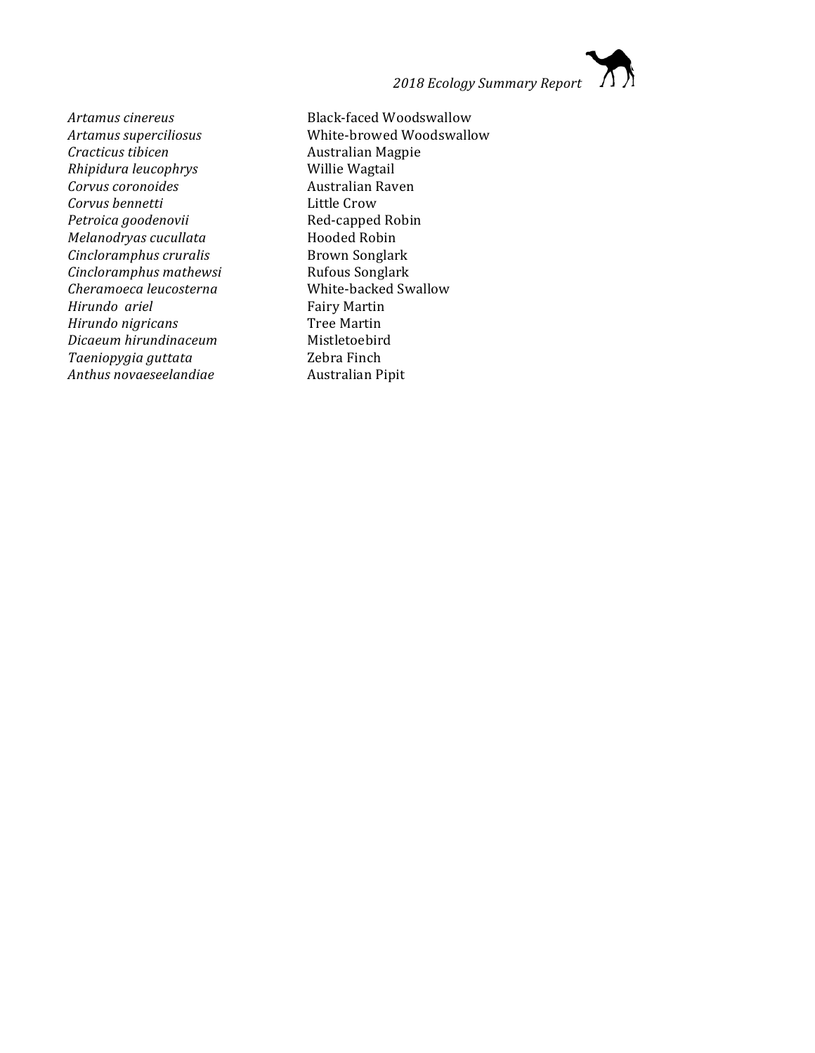| | |
|---|---|
| *Artamus cinereus* | Black-faced Woodswallow |
| *Artamus superciliosus* | White-browed Woodswallow |
| *Cracticus tibicen* | Australian Magpie |
| *Rhipidura leucophrys* | Willie Wagtail |
| *Corvus coronoides* | Australian Raven |
| *Corvus bennetti* | Little Crow |
| *Petroica goodenovii* | Red-capped Robin |
| *Melanodryas cucullata* | Hooded Robin |
| *Cincloramphus cruralis* | Brown Songlark |
| *Cincloramphus mathewsi* | Rufous Songlark |
| *Cheramoeca leucosterna* | White-backed Swallow |
| *Hirundo ariel* | Fairy Martin |
| *Hirundo nigricans* | Tree Martin |
| *Dicaeum hirundinaceum* | Mistletoebird |
| *Taeniopygia guttata* | Zebra Finch |
| *Anthus novaeseelandiae* | Australian Pipit |